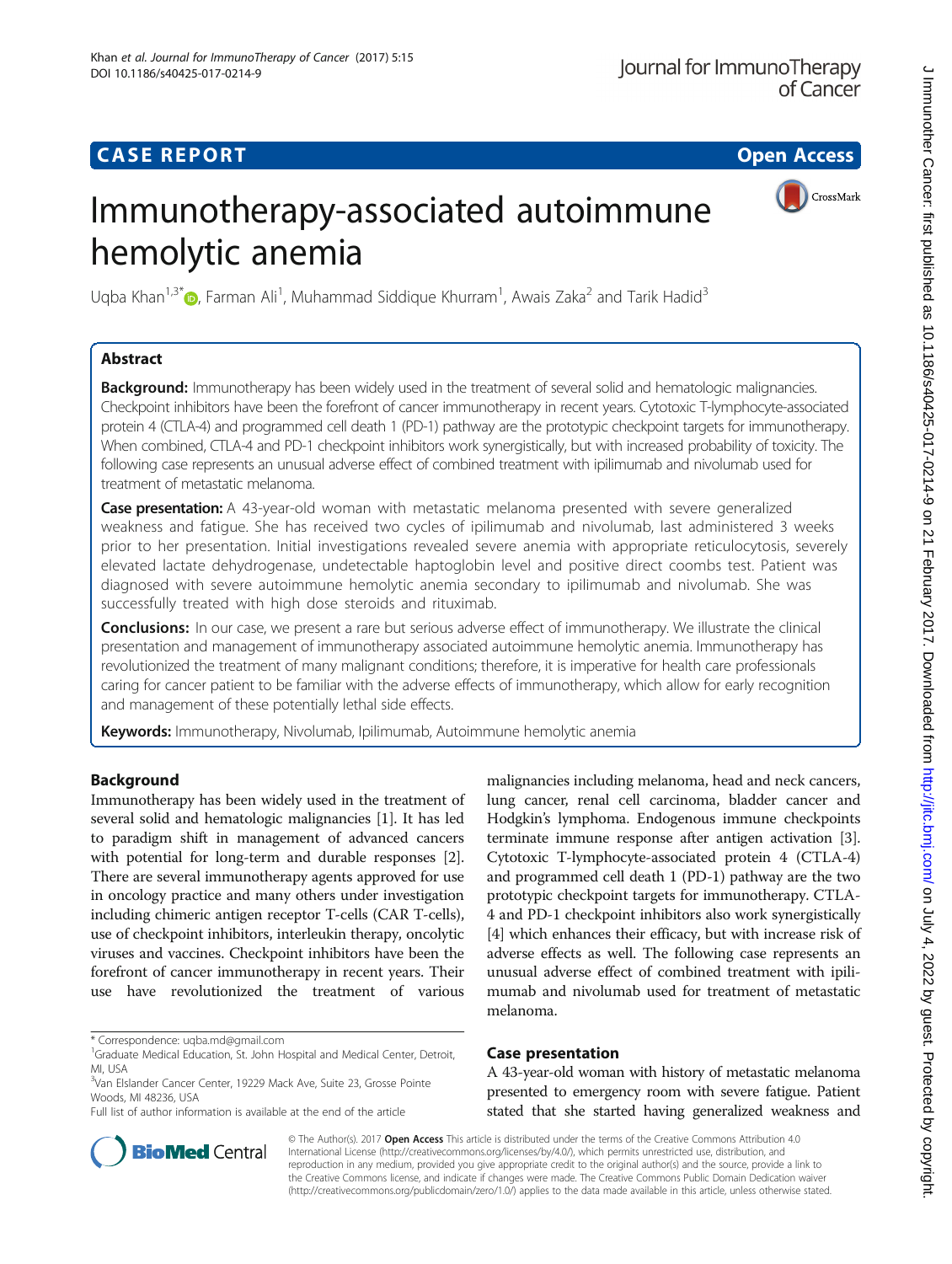# CASE REPORT

# Immunotherapy-associated autoimmune hemolytic anemia

Uqba Khan[1,3*], Farman Ali[1], Muhammad Siddique Khurram[1], Awais Zaka[2] and Tarik Hadid[3]

## Abstract

**Background:** Immunotherapy has been widely used in the treatment of several solid and hematologic malignancies. Checkpoint inhibitors have been the forefront of cancer immunotherapy in recent years. Cytotoxic T-lymphocyte-associated protein 4 (CTLA-4) and programmed cell death 1 (PD-1) pathway are the prototypic checkpoint targets for immunotherapy. When combined, CTLA-4 and PD-1 checkpoint inhibitors work synergistically, but with increased probability of toxicity. The following case represents an unusual adverse effect of combined treatment with ipilimumab and nivolumab used for treatment of metastatic melanoma.

**Case presentation:** A 43-year-old woman with metastatic melanoma presented with severe generalized weakness and fatigue. She has received two cycles of ipilimumab and nivolumab, last administered 3 weeks prior to her presentation. Initial investigations revealed severe anemia with appropriate reticulocytosis, severely elevated lactate dehydrogenase, undetectable haptoglobin level and positive direct coombs test. Patient was diagnosed with severe autoimmune hemolytic anemia secondary to ipilimumab and nivolumab. She was successfully treated with high dose steroids and rituximab.

**Conclusions:** In our case, we present a rare but serious adverse effect of immunotherapy. We illustrate the clinical presentation and management of immunotherapy associated autoimmune hemolytic anemia. Immunotherapy has revolutionized the treatment of many malignant conditions; therefore, it is imperative for health care professionals caring for cancer patient to be familiar with the adverse effects of immunotherapy, which allow for early recognition and management of these potentially lethal side effects.

**Keywords:** Immunotherapy, Nivolumab, Ipilimumab, Autoimmune hemolytic anemia

## Background

Immunotherapy has been widely used in the treatment of several solid and hematologic malignancies [1]. It has led to paradigm shift in management of advanced cancers with potential for long-term and durable responses [2]. There are several immunotherapy agents approved for use in oncology practice and many others under investigation including chimeric antigen receptor T-cells (CAR T-cells), use of checkpoint inhibitors, interleukin therapy, oncolytic viruses and vaccines. Checkpoint inhibitors have been the forefront of cancer immunotherapy in recent years. Their use have revolutionized the treatment of various malignancies including melanoma, head and neck cancers, lung cancer, renal cell carcinoma, bladder cancer and Hodgkin's lymphoma. Endogenous immune checkpoints terminate immune response after antigen activation [3]. Cytotoxic T-lymphocyte-associated protein 4 (CTLA-4) and programmed cell death 1 (PD-1) pathway are the two prototypic checkpoint targets for immunotherapy. CTLA-4 and PD-1 checkpoint inhibitors also work synergistically [4] which enhances their efficacy, but with increase risk of adverse effects as well. The following case represents an unusual adverse effect of combined treatment with ipilimumab and nivolumab used for treatment of metastatic melanoma.

## Case presentation

A 43-year-old woman with history of metastatic melanoma presented to emergency room with severe fatigue. Patient stated that she started having generalized weakness and

\* Correspondence: uqba.md@gmail.com
[1]Graduate Medical Education, St. John Hospital and Medical Center, Detroit, MI, USA
[3]Van Elslander Cancer Center, 19229 Mack Ave, Suite 23, Grosse Pointe Woods, MI 48236, USA
Full list of author information is available at the end of the article

© The Author(s). 2017 **Open Access** This article is distributed under the terms of the Creative Commons Attribution 4.0 International License (http://creativecommons.org/licenses/by/4.0/), which permits unrestricted use, distribution, and reproduction in any medium, provided you give appropriate credit to the original author(s) and the source, provide a link to the Creative Commons license, and indicate if changes were made. The Creative Commons Public Domain Dedication waiver (http://creativecommons.org/publicdomain/zero/1.0/) applies to the data made available in this article, unless otherwise stated.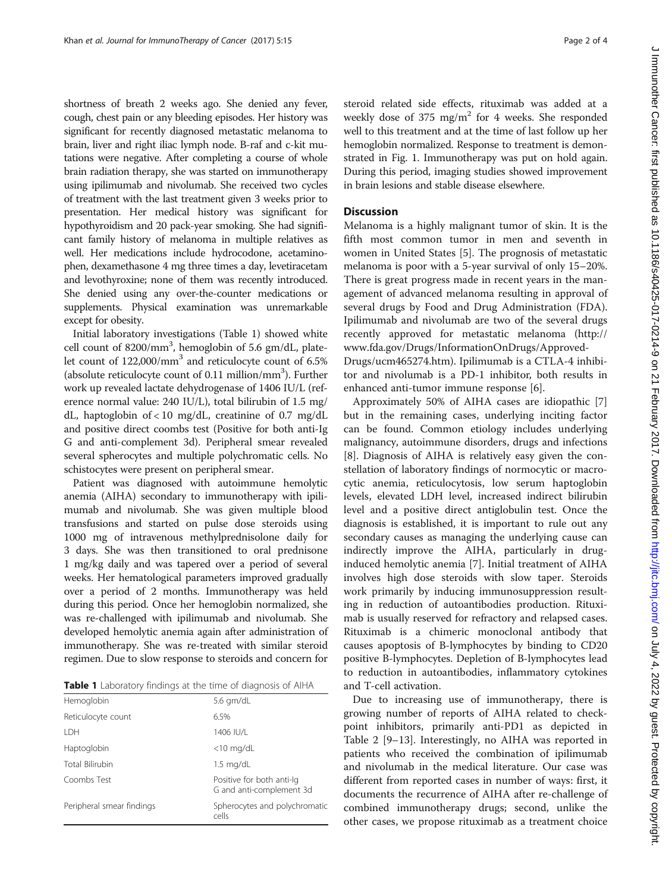shortness of breath 2 weeks ago. She denied any fever, cough, chest pain or any bleeding episodes. Her history was significant for recently diagnosed metastatic melanoma to brain, liver and right iliac lymph node. B-raf and c-kit mutations were negative. After completing a course of whole brain radiation therapy, she was started on immunotherapy using ipilimumab and nivolumab. She received two cycles of treatment with the last treatment given 3 weeks prior to presentation. Her medical history was significant for hypothyroidism and 20 pack-year smoking. She had significant family history of melanoma in multiple relatives as well. Her medications include hydrocodone, acetaminophen, dexamethasone 4 mg three times a day, levetiracetam and levothyroxine; none of them was recently introduced. She denied using any over-the-counter medications or supplements. Physical examination was unremarkable except for obesity.

Initial laboratory investigations (Table 1) showed white cell count of 8200/mm$^3$, hemoglobin of 5.6 gm/dL, platelet count of 122,000/mm$^3$ and reticulocyte count of 6.5% (absolute reticulocyte count of 0.11 million/mm$^3$). Further work up revealed lactate dehydrogenase of 1406 IU/L (reference normal value: 240 IU/L), total bilirubin of 1.5 mg/dL, haptoglobin of < 10 mg/dL, creatinine of 0.7 mg/dL and positive direct coombs test (Positive for both anti-Ig G and anti-complement 3d). Peripheral smear revealed several spherocytes and multiple polychromatic cells. No schistocytes were present on peripheral smear.

Patient was diagnosed with autoimmune hemolytic anemia (AIHA) secondary to immunotherapy with ipilimumab and nivolumab. She was given multiple blood transfusions and started on pulse dose steroids using 1000 mg of intravenous methylprednisolone daily for 3 days. She was then transitioned to oral prednisone 1 mg/kg daily and was tapered over a period of several weeks. Her hematological parameters improved gradually over a period of 2 months. Immunotherapy was held during this period. Once her hemoglobin normalized, she was re-challenged with ipilimumab and nivolumab. She developed hemolytic anemia again after administration of immunotherapy. She was re-treated with similar steroid regimen. Due to slow response to steroids and concern for steroid related side effects, rituximab was added at a weekly dose of 375 mg/m$^2$ for 4 weeks. She responded well to this treatment and at the time of last follow up her hemoglobin normalized. Response to treatment is demonstrated in Fig. 1. Immunotherapy was put on hold again. During this period, imaging studies showed improvement in brain lesions and stable disease elsewhere.

**Table 1** Laboratory findings at the time of diagnosis of AIHA

| | |
|---|---|
| Hemoglobin | 5.6 gm/dL |
| Reticulocyte count | 6.5% |
| LDH | 1406 IU/L |
| Haptoglobin | <10 mg/dL |
| Total Bilirubin | 1.5 mg/dL |
| Coombs Test | Positive for both anti-Ig G and anti-complement 3d |
| Peripheral smear findings | Spherocytes and polychromatic cells |

## Discussion

Melanoma is a highly malignant tumor of skin. It is the fifth most common tumor in men and seventh in women in United States [5]. The prognosis of metastatic melanoma is poor with a 5-year survival of only 15–20%. There is great progress made in recent years in the management of advanced melanoma resulting in approval of several drugs by Food and Drug Administration (FDA). Ipilimumab and nivolumab are two of the several drugs recently approved for metastatic melanoma (http://www.fda.gov/Drugs/InformationOnDrugs/ApprovedDrugs/ucm465274.htm). Ipilimumab is a CTLA-4 inhibitor and nivolumab is a PD-1 inhibitor, both results in enhanced anti-tumor immune response [6].

Approximately 50% of AIHA cases are idiopathic [7] but in the remaining cases, underlying inciting factor can be found. Common etiology includes underlying malignancy, autoimmune disorders, drugs and infections [8]. Diagnosis of AIHA is relatively easy given the constellation of laboratory findings of normocytic or macrocytic anemia, reticulocytosis, low serum haptoglobin levels, elevated LDH level, increased indirect bilirubin level and a positive direct antiglobulin test. Once the diagnosis is established, it is important to rule out any secondary causes as managing the underlying cause can indirectly improve the AIHA, particularly in drug-induced hemolytic anemia [7]. Initial treatment of AIHA involves high dose steroids with slow taper. Steroids work primarily by inducing immunosuppression resulting in reduction of autoantibodies production. Rituximab is usually reserved for refractory and relapsed cases. Rituximab is a chimeric monoclonal antibody that causes apoptosis of B-lymphocytes by binding to CD20 positive B-lymphocytes. Depletion of B-lymphocytes lead to reduction in autoantibodies, inflammatory cytokines and T-cell activation.

Due to increasing use of immunotherapy, there is growing number of reports of AIHA related to checkpoint inhibitors, primarily anti-PD1 as depicted in Table 2 [9–13]. Interestingly, no AIHA was reported in patients who received the combination of ipilimumab and nivolumab in the medical literature. Our case was different from reported cases in number of ways: first, it documents the recurrence of AIHA after re-challenge of combined immunotherapy drugs; second, unlike the other cases, we propose rituximab as a treatment choice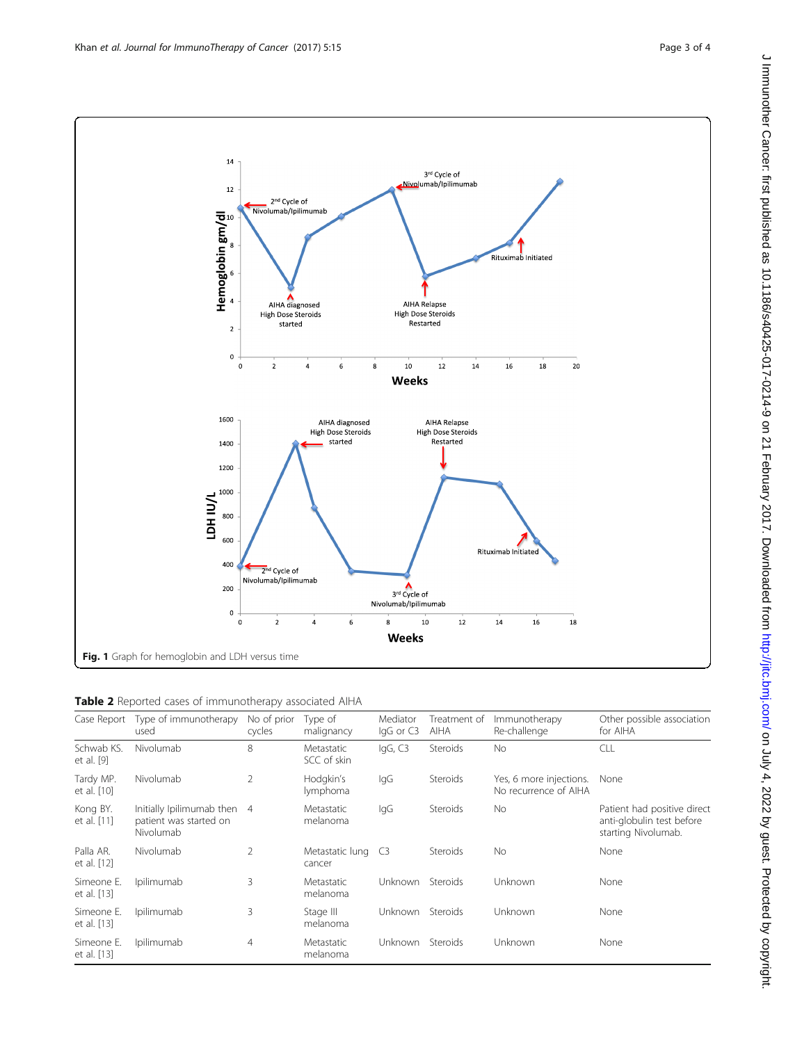Fig. 1 Graph for hemoglobin and LDH versus time

Table 2 Reported cases of immunotherapy associated AIHA

| Case Report | Type of immunotherapy used | No of prior cycles | Type of malignancy | Mediator IgG or C3 | Treatment of AIHA | Immunotherapy Re-challenge | Other possible association for AIHA |
|---|---|---|---|---|---|---|---|
| Schwab KS. et al. [9] | Nivolumab | 8 | Metastatic SCC of skin | IgG, C3 | Steroids | No | CLL |
| Tardy MP. et al. [10] | Nivolumab | 2 | Hodgkin's lymphoma | IgG | Steroids | Yes, 6 more injections. No recurrence of AIHA | None |
| Kong BY. et al. [11] | Initially Ipilimumab then patient was started on Nivolumab | 4 | Metastatic melanoma | IgG | Steroids | No | Patient had positive direct anti-globulin test before starting Nivolumab. |
| Palla AR. et al. [12] | Nivolumab | 2 | Metastatic lung cancer | C3 | Steroids | No | None |
| Simeone E. et al. [13] | Ipilimumab | 3 | Metastatic melanoma | Unknown | Steroids | Unknown | None |
| Simeone E. et al. [13] | Ipilimumab | 3 | Stage III melanoma | Unknown | Steroids | Unknown | None |
| Simeone E. et al. [13] | Ipilimumab | 4 | Metastatic melanoma | Unknown | Steroids | Unknown | None |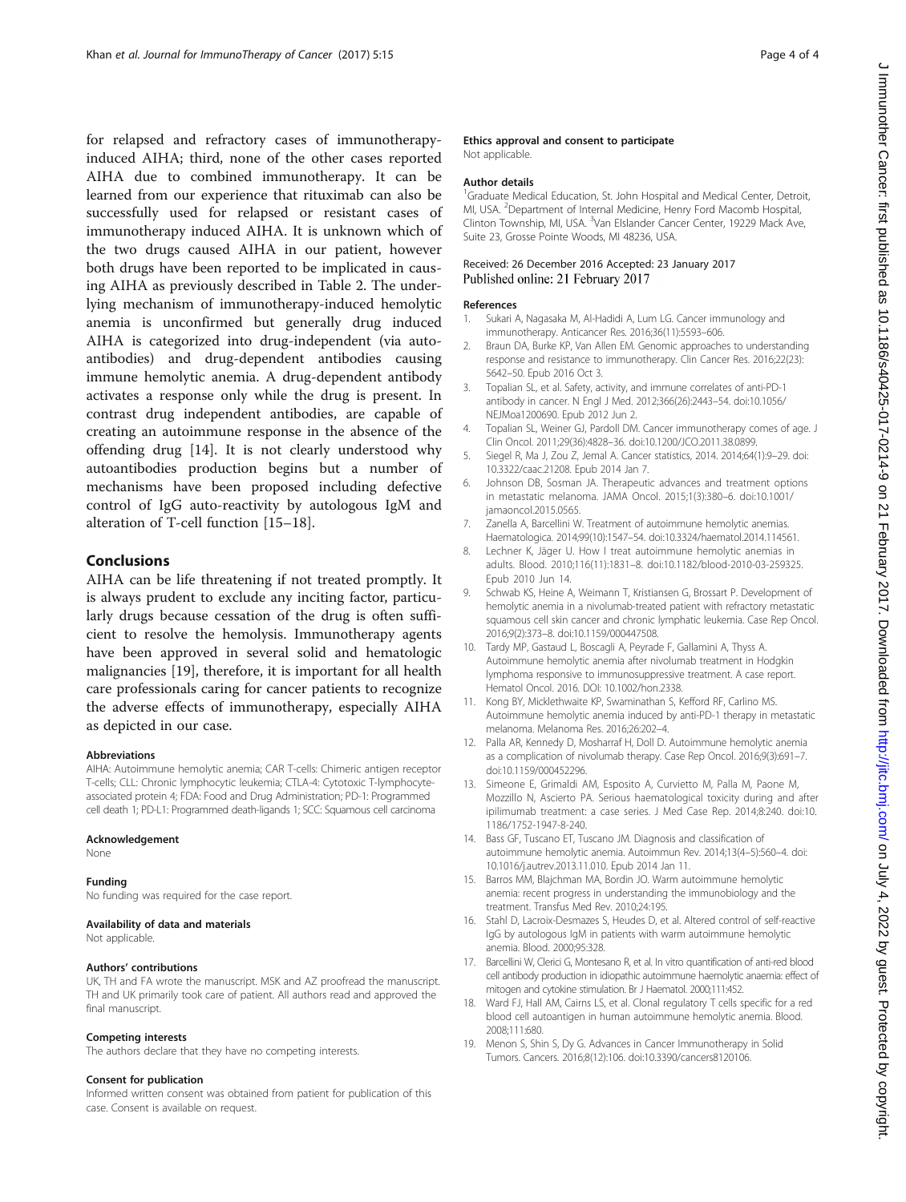for relapsed and refractory cases of immunotherapy-induced AIHA; third, none of the other cases reported AIHA due to combined immunotherapy. It can be learned from our experience that rituximab can also be successfully used for relapsed or resistant cases of immunotherapy induced AIHA. It is unknown which of the two drugs caused AIHA in our patient, however both drugs have been reported to be implicated in causing AIHA as previously described in Table 2. The underlying mechanism of immunotherapy-induced hemolytic anemia is unconfirmed but generally drug induced AIHA is categorized into drug-independent (via auto-antibodies) and drug-dependent antibodies causing immune hemolytic anemia. A drug-dependent antibody activates a response only while the drug is present. In contrast drug independent antibodies, are capable of creating an autoimmune response in the absence of the offending drug [14]. It is not clearly understood why autoantibodies production begins but a number of mechanisms have been proposed including defective control of IgG auto-reactivity by autologous IgM and alteration of T-cell function [15–18].

## Conclusions

AIHA can be life threatening if not treated promptly. It is always prudent to exclude any inciting factor, particularly drugs because cessation of the drug is often sufficient to resolve the hemolysis. Immunotherapy agents have been approved in several solid and hematologic malignancies [19], therefore, it is important for all health care professionals caring for cancer patients to recognize the adverse effects of immunotherapy, especially AIHA as depicted in our case.

#### Abbreviations

AIHA: Autoimmune hemolytic anemia; CAR T-cells: Chimeric antigen receptor T-cells; CLL: Chronic lymphocytic leukemia; CTLA-4: Cytotoxic T-lymphocyte-associated protein 4; FDA: Food and Drug Administration; PD-1: Programmed cell death 1; PD-L1: Programmed death-ligands 1; SCC: Squamous cell carcinoma

#### Acknowledgement

None

#### Funding

No funding was required for the case report.

#### Availability of data and materials

Not applicable.

#### Authors' contributions

UK, TH and FA wrote the manuscript. MSK and AZ proofread the manuscript. TH and UK primarily took care of patient. All authors read and approved the final manuscript.

#### Competing interests

The authors declare that they have no competing interests.

#### Consent for publication

Informed written consent was obtained from patient for publication of this case. Consent is available on request.

#### Ethics approval and consent to participate

Not applicable.

#### Author details

[1]Graduate Medical Education, St. John Hospital and Medical Center, Detroit, MI, USA. [2]Department of Internal Medicine, Henry Ford Macomb Hospital, Clinton Township, MI, USA. [3]Van Elslander Cancer Center, 19229 Mack Ave, Suite 23, Grosse Pointe Woods, MI 48236, USA.

Received: 26 December 2016 Accepted: 23 January 2017
Published online: 21 February 2017

#### References

1. Sukari A, Nagasaka M, Al-Hadidi A, Lum LG. Cancer immunology and immunotherapy. Anticancer Res. 2016;36(11):5593–606.
2. Braun DA, Burke KP, Van Allen EM. Genomic approaches to understanding response and resistance to immunotherapy. Clin Cancer Res. 2016;22(23):5642–50. Epub 2016 Oct 3.
3. Topalian SL, et al. Safety, activity, and immune correlates of anti-PD-1 antibody in cancer. N Engl J Med. 2012;366(26):2443–54. doi:10.1056/NEJMoa1200690. Epub 2012 Jun 2.
4. Topalian SL, Weiner GJ, Pardoll DM. Cancer immunotherapy comes of age. J Clin Oncol. 2011;29(36):4828–36. doi:10.1200/JCO.2011.38.0899.
5. Siegel R, Ma J, Zou Z, Jemal A. Cancer statistics, 2014. 2014;64(1):9–29. doi:10.3322/caac.21208. Epub 2014 Jan 7.
6. Johnson DB, Sosman JA. Therapeutic advances and treatment options in metastatic melanoma. JAMA Oncol. 2015;1(3):380–6. doi:10.1001/jamaoncol.2015.0565.
7. Zanella A, Barcellini W. Treatment of autoimmune hemolytic anemias. Haematologica. 2014;99(10):1547–54. doi:10.3324/haematol.2014.114561.
8. Lechner K, Jäger U. How I treat autoimmune hemolytic anemias in adults. Blood. 2010;116(11):1831–8. doi:10.1182/blood-2010-03-259325. Epub 2010 Jun 14.
9. Schwab KS, Heine A, Weimann T, Kristiansen G, Brossart P. Development of hemolytic anemia in a nivolumab-treated patient with refractory metastatic squamous cell skin cancer and chronic lymphatic leukemia. Case Rep Oncol. 2016;9(2):373–8. doi:10.1159/000447508.
10. Tardy MP, Gastaud L, Boscagli A, Peyrade F, Gallamini A, Thyss A. Autoimmune hemolytic anemia after nivolumab treatment in Hodgkin lymphoma responsive to immunosuppressive treatment. A case report. Hematol Oncol. 2016. DOI: 10.1002/hon.2338.
11. Kong BY, Micklethwaite KP, Swaminathan S, Kefford RF, Carlino MS. Autoimmune hemolytic anemia induced by anti-PD-1 therapy in metastatic melanoma. Melanoma Res. 2016;26:202–4.
12. Palla AR, Kennedy D, Mosharraf H, Doll D. Autoimmune hemolytic anemia as a complication of nivolumab therapy. Case Rep Oncol. 2016;9(3):691–7. doi:10.1159/000452296.
13. Simeone E, Grimaldi AM, Esposito A, Curvietto M, Palla M, Paone M, Mozzillo N, Ascierto PA. Serious haematological toxicity during and after ipilimumab treatment: a case series. J Med Case Rep. 2014;8:240. doi:10.1186/1752-1947-8-240.
14. Bass GF, Tuscano ET, Tuscano JM. Diagnosis and classification of autoimmune hemolytic anemia. Autoimmun Rev. 2014;13(4–5):560–4. doi:10.1016/j.autrev.2013.11.010. Epub 2014 Jan 11.
15. Barros MM, Blajchman MA, Bordin JO. Warm autoimmune hemolytic anemia: recent progress in understanding the immunobiology and the treatment. Transfus Med Rev. 2010;24:195.
16. Stahl D, Lacroix-Desmazes S, Heudes D, et al. Altered control of self-reactive IgG by autologous IgM in patients with warm autoimmune hemolytic anemia. Blood. 2000;95:328.
17. Barcellini W, Clerici G, Montesano R, et al. In vitro quantification of anti-red blood cell antibody production in idiopathic autoimmune haemolytic anaemia: effect of mitogen and cytokine stimulation. Br J Haematol. 2000;111:452.
18. Ward FJ, Hall AM, Cairns LS, et al. Clonal regulatory T cells specific for a red blood cell autoantigen in human autoimmune hemolytic anemia. Blood. 2008;111:680.
19. Menon S, Shin S, Dy G. Advances in Cancer Immunotherapy in Solid Tumors. Cancers. 2016;8(12):106. doi:10.3390/cancers8120106.